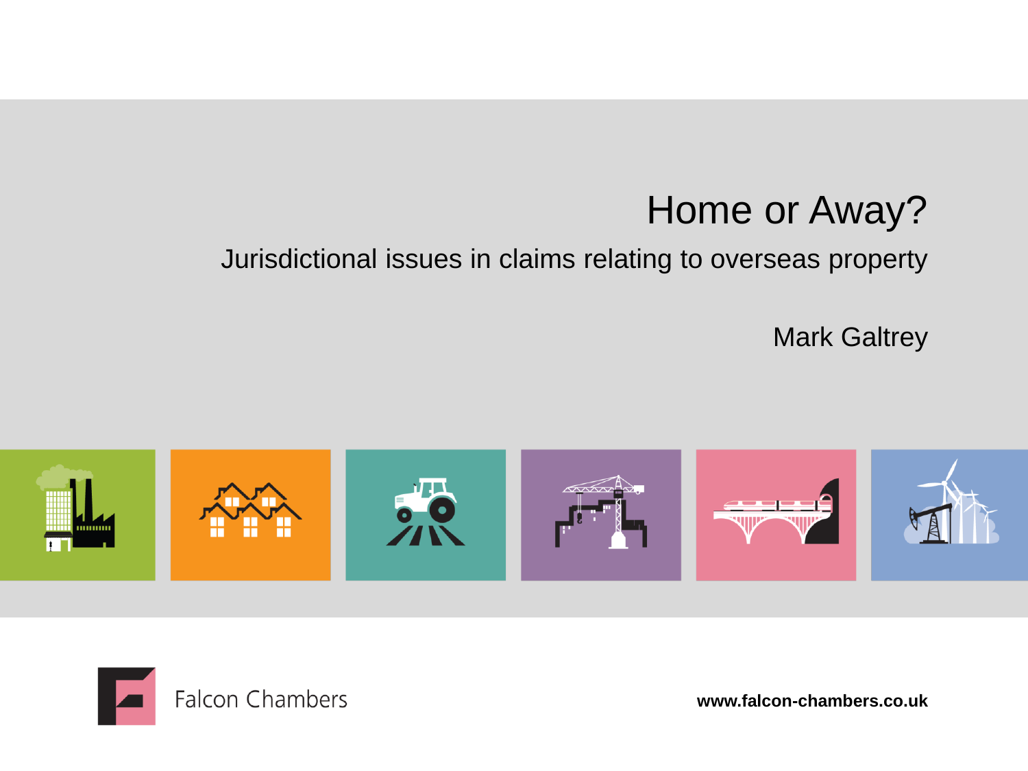# Home or Away?

## Jurisdictional issues in claims relating to overseas property

Mark Galtrey

Falcon Chambers

**www.falcon-chambers.co.uk**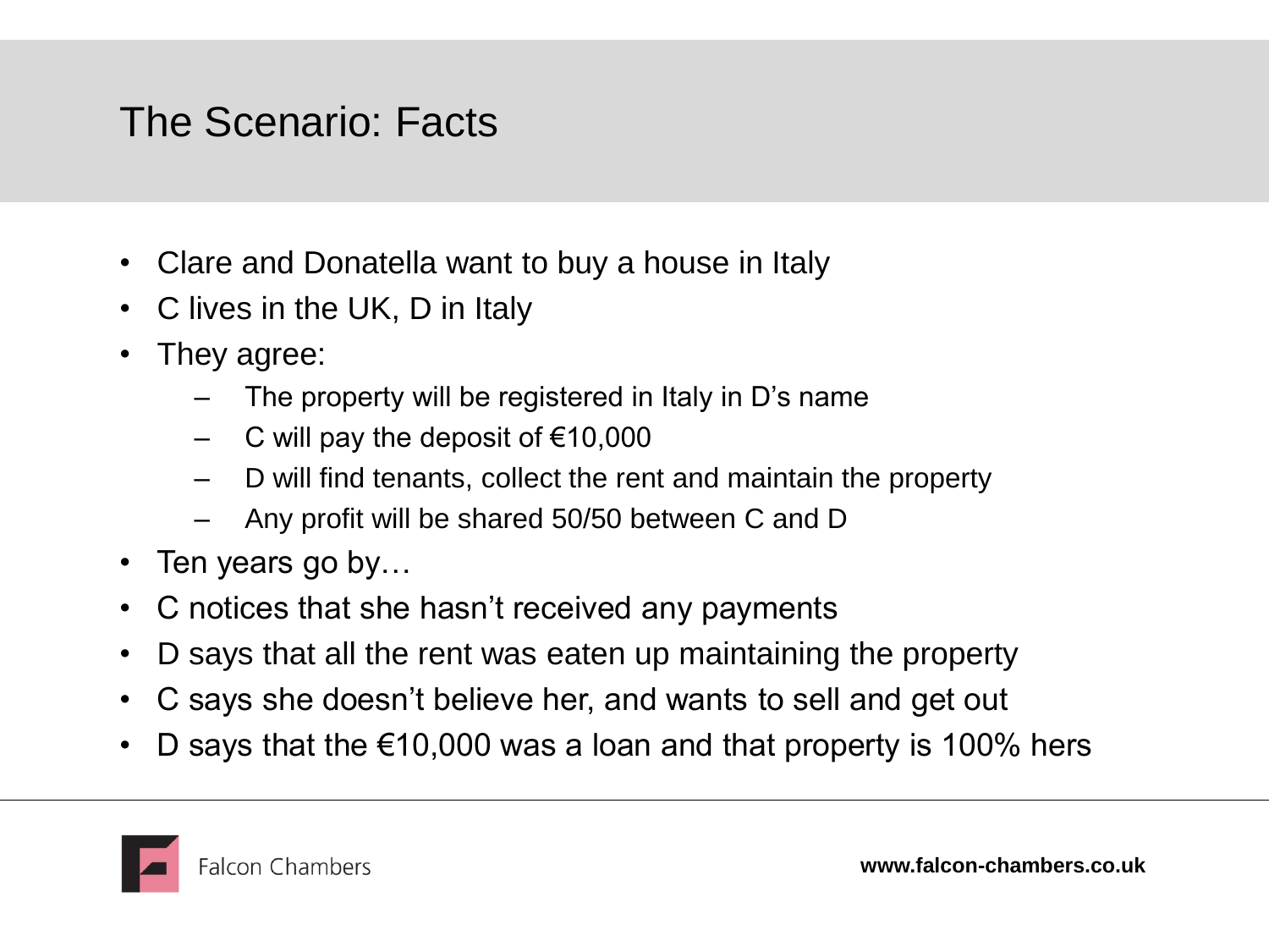# The Scenario: Facts

- Clare and Donatella want to buy a house in Italy
- C lives in the UK, D in Italy
- They agree:
  - The property will be registered in Italy in D's name
  - C will pay the deposit of €10,000
  - D will find tenants, collect the rent and maintain the property
  - Any profit will be shared 50/50 between C and D
- Ten years go by…
- C notices that she hasn't received any payments
- D says that all the rent was eaten up maintaining the property
- C says she doesn't believe her, and wants to sell and get out
- D says that the €10,000 was a loan and that property is 100% hers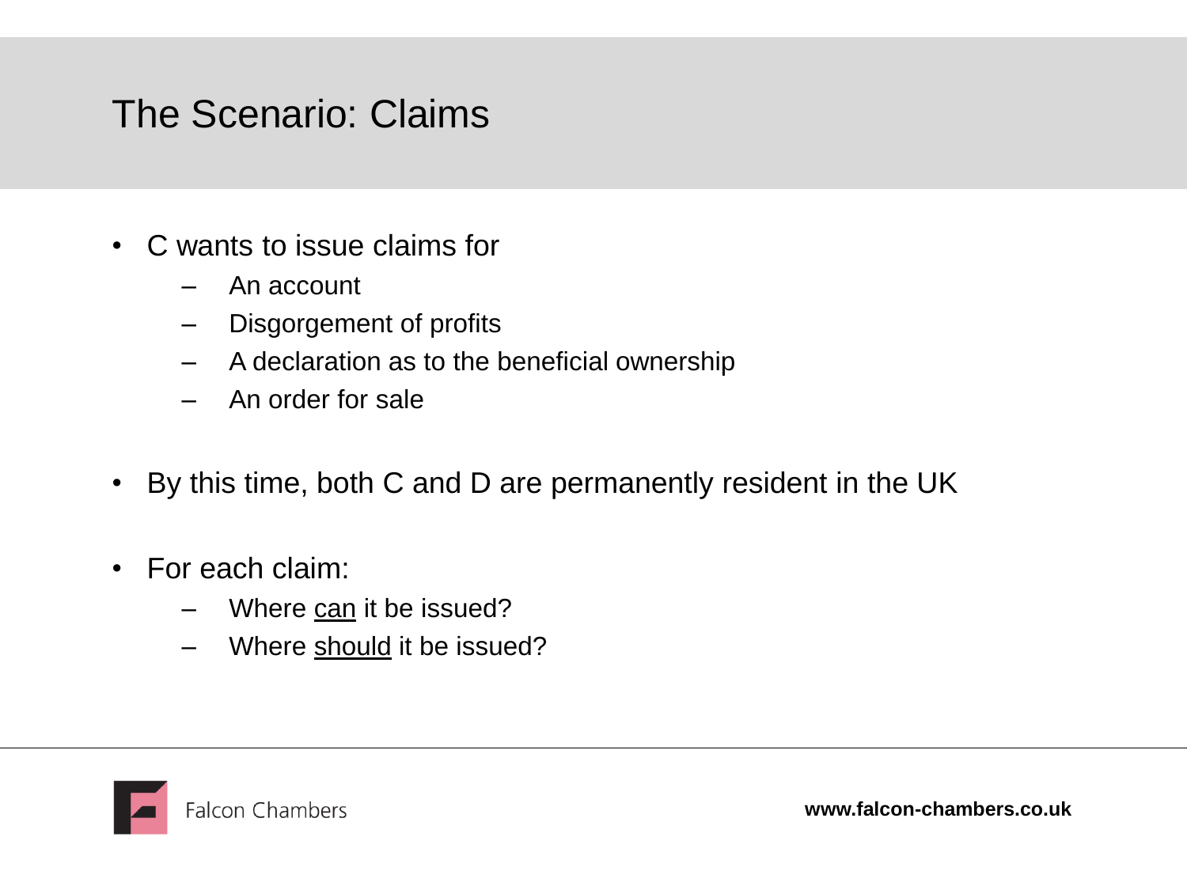# The Scenario: Claims

- C wants to issue claims for
  - An account
  - Disgorgement of profits
  - A declaration as to the beneficial ownership
  - An order for sale
- By this time, both C and D are permanently resident in the UK
- For each claim:
  - Where can it be issued?
  - Where should it be issued?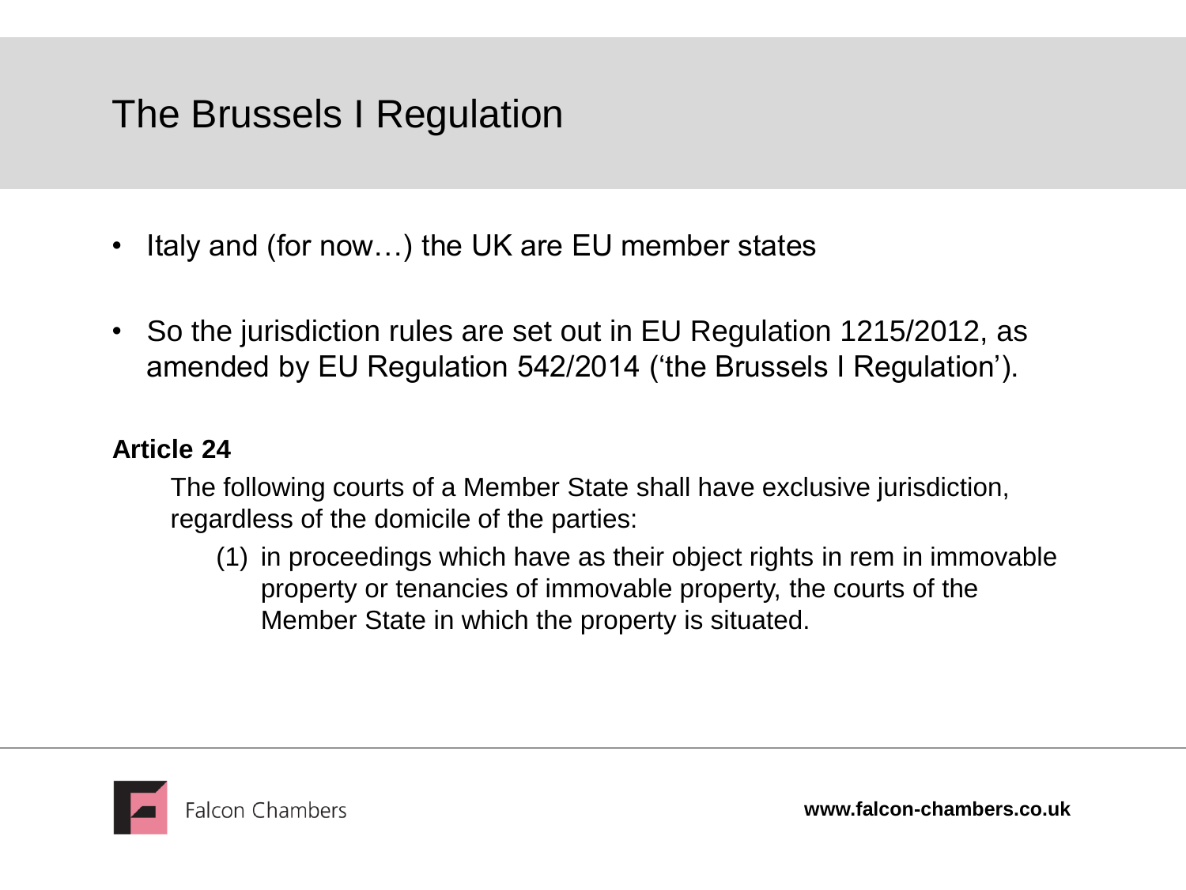# The Brussels I Regulation

- Italy and (for now…) the UK are EU member states
- So the jurisdiction rules are set out in EU Regulation 1215/2012, as amended by EU Regulation 542/2014 ('the Brussels I Regulation').

**Article 24**

The following courts of a Member State shall have exclusive jurisdiction, regardless of the domicile of the parties:

(1) in proceedings which have as their object rights in rem in immovable property or tenancies of immovable property, the courts of the Member State in which the property is situated.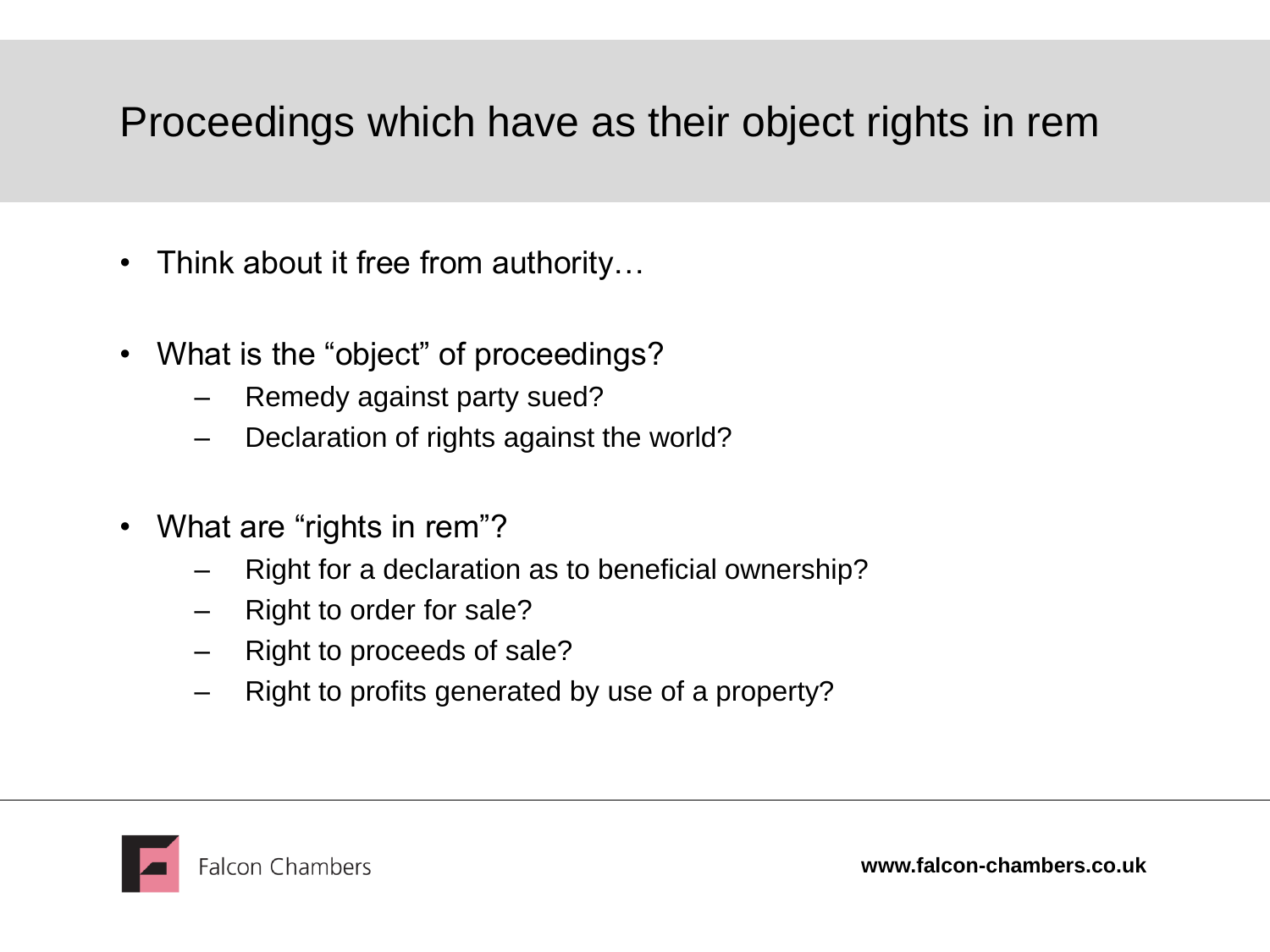# Proceedings which have as their object rights in rem

- Think about it free from authority…
- What is the "object" of proceedings?
  - Remedy against party sued?
  - Declaration of rights against the world?
- What are "rights in rem"?
  - Right for a declaration as to beneficial ownership?
  - Right to order for sale?
  - Right to proceeds of sale?
  - Right to profits generated by use of a property?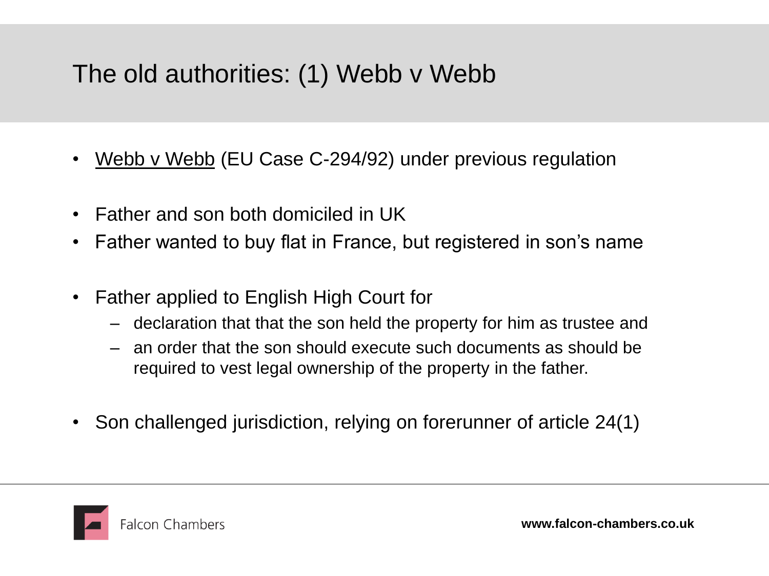# The old authorities: (1) Webb v Webb

- Webb v Webb (EU Case C-294/92) under previous regulation

- Father and son both domiciled in UK
- Father wanted to buy flat in France, but registered in son's name

- Father applied to English High Court for
  - declaration that that the son held the property for him as trustee and
  - an order that the son should execute such documents as should be required to vest legal ownership of the property in the father.

- Son challenged jurisdiction, relying on forerunner of article 24(1)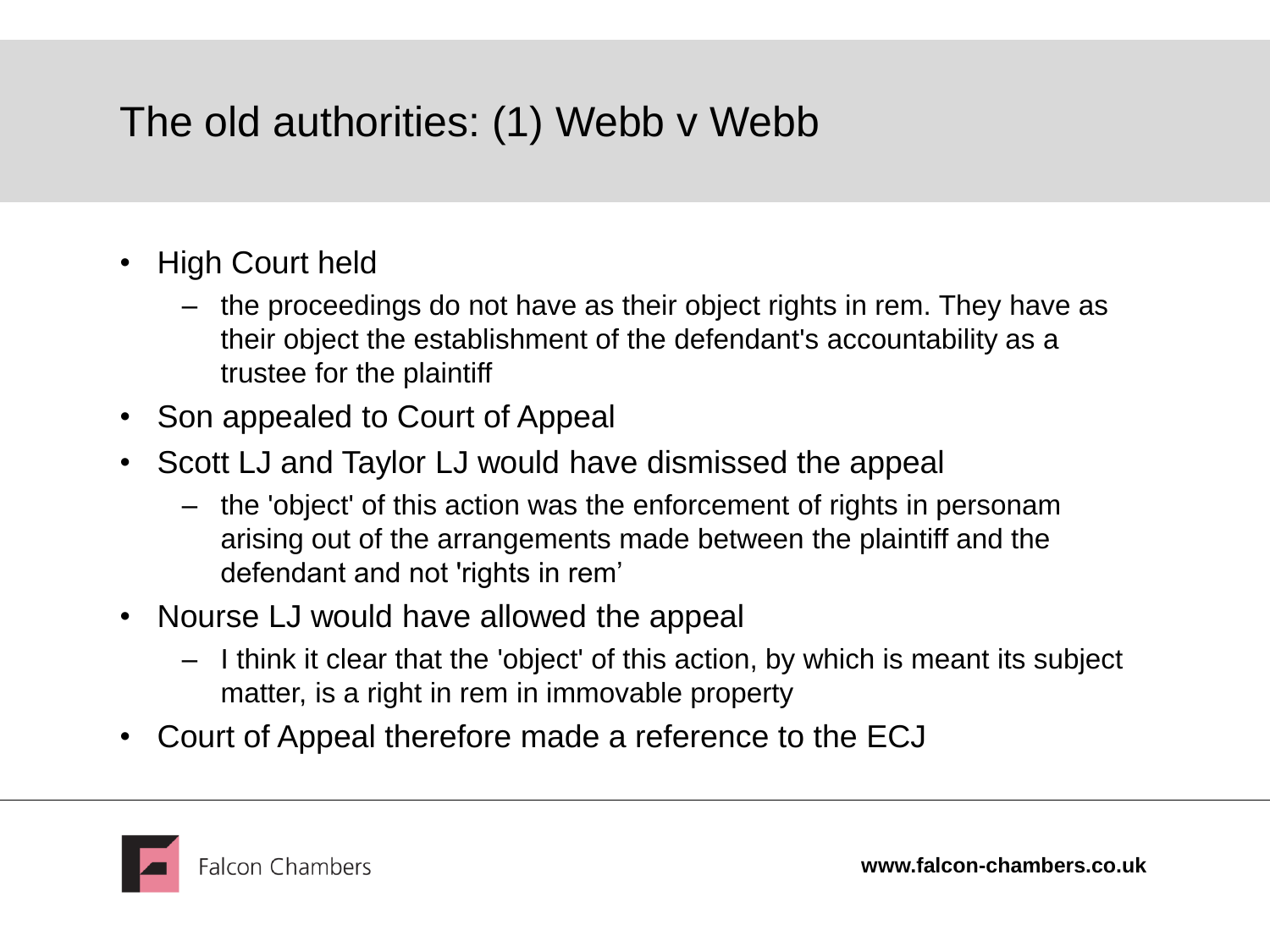# The old authorities: (1) Webb v Webb

- High Court held
  - the proceedings do not have as their object rights in rem. They have as their object the establishment of the defendant's accountability as a trustee for the plaintiff
- Son appealed to Court of Appeal
- Scott LJ and Taylor LJ would have dismissed the appeal
  - the 'object' of this action was the enforcement of rights in personam arising out of the arrangements made between the plaintiff and the defendant and not 'rights in rem'
- Nourse LJ would have allowed the appeal
  - I think it clear that the 'object' of this action, by which is meant its subject matter, is a right in rem in immovable property
- Court of Appeal therefore made a reference to the ECJ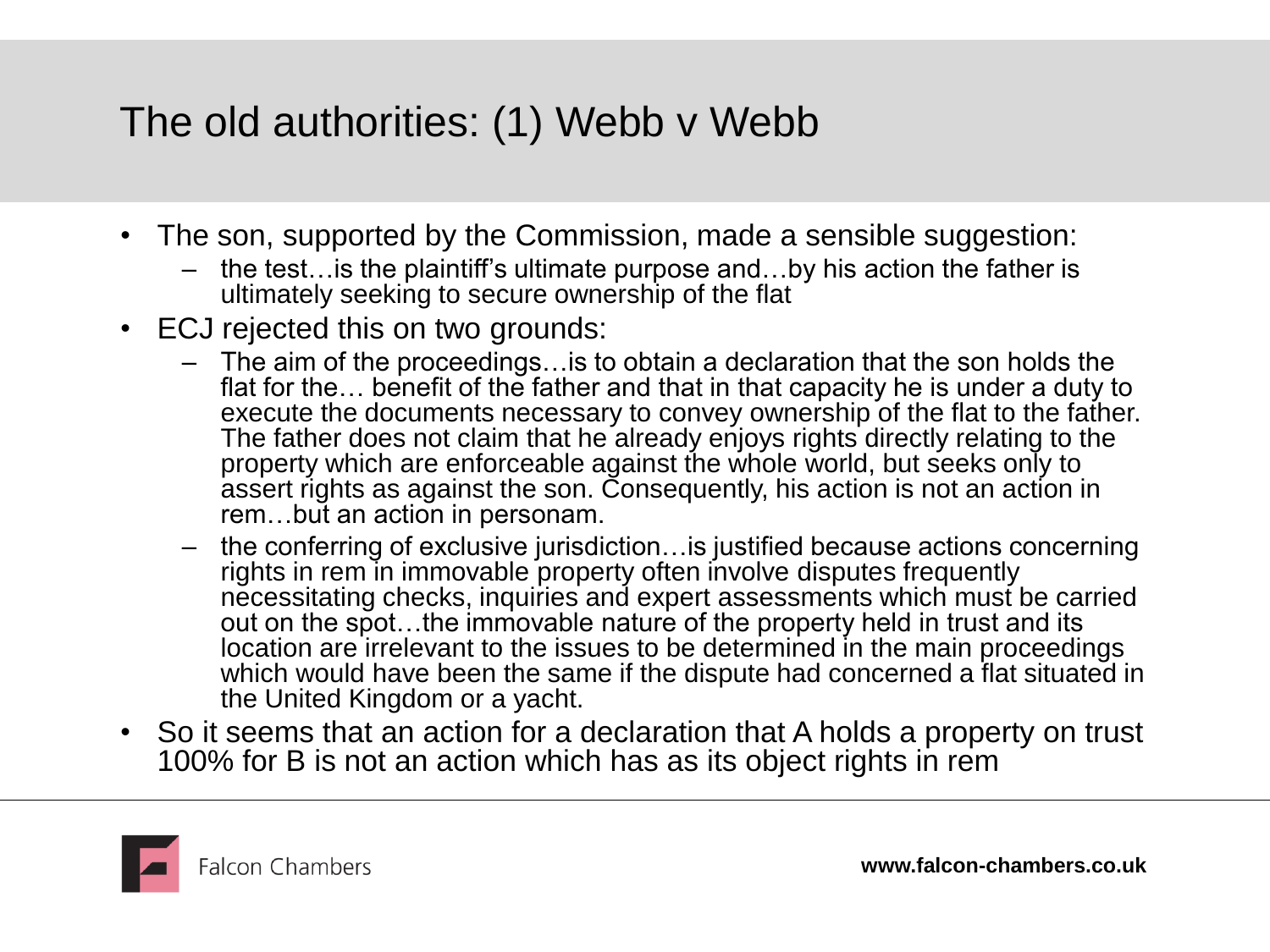# The old authorities: (1) Webb v Webb

- The son, supported by the Commission, made a sensible suggestion:
  - the test…is the plaintiff's ultimate purpose and…by his action the father is ultimately seeking to secure ownership of the flat
- ECJ rejected this on two grounds:
  - The aim of the proceedings…is to obtain a declaration that the son holds the flat for the… benefit of the father and that in that capacity he is under a duty to execute the documents necessary to convey ownership of the flat to the father. The father does not claim that he already enjoys rights directly relating to the property which are enforceable against the whole world, but seeks only to assert rights as against the son. Consequently, his action is not an action in rem…but an action in personam.
  - the conferring of exclusive jurisdiction…is justified because actions concerning rights in rem in immovable property often involve disputes frequently necessitating checks, inquiries and expert assessments which must be carried out on the spot…the immovable nature of the property held in trust and its location are irrelevant to the issues to be determined in the main proceedings which would have been the same if the dispute had concerned a flat situated in the United Kingdom or a yacht.
- So it seems that an action for a declaration that A holds a property on trust 100% for B is not an action which has as its object rights in rem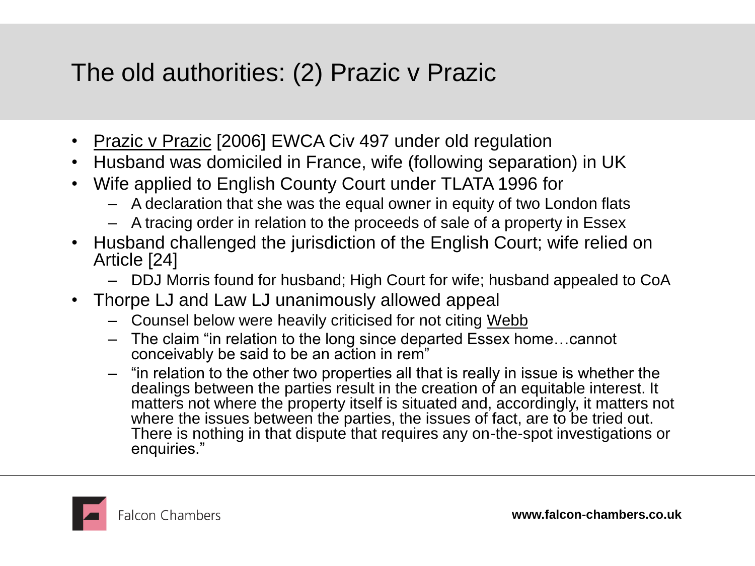# The old authorities: (2) Prazic v Prazic

- Prazic v Prazic [2006] EWCA Civ 497 under old regulation
- Husband was domiciled in France, wife (following separation) in UK
- Wife applied to English County Court under TLATA 1996 for
  - A declaration that she was the equal owner in equity of two London flats
  - A tracing order in relation to the proceeds of sale of a property in Essex
- Husband challenged the jurisdiction of the English Court; wife relied on Article [24]
  - DDJ Morris found for husband; High Court for wife; husband appealed to CoA
- Thorpe LJ and Law LJ unanimously allowed appeal
  - Counsel below were heavily criticised for not citing Webb
  - The claim "in relation to the long since departed Essex home…cannot conceivably be said to be an action in rem"
  - "in relation to the other two properties all that is really in issue is whether the dealings between the parties result in the creation of an equitable interest. It matters not where the property itself is situated and, accordingly, it matters not where the issues between the parties, the issues of fact, are to be tried out. There is nothing in that dispute that requires any on-the-spot investigations or enquiries."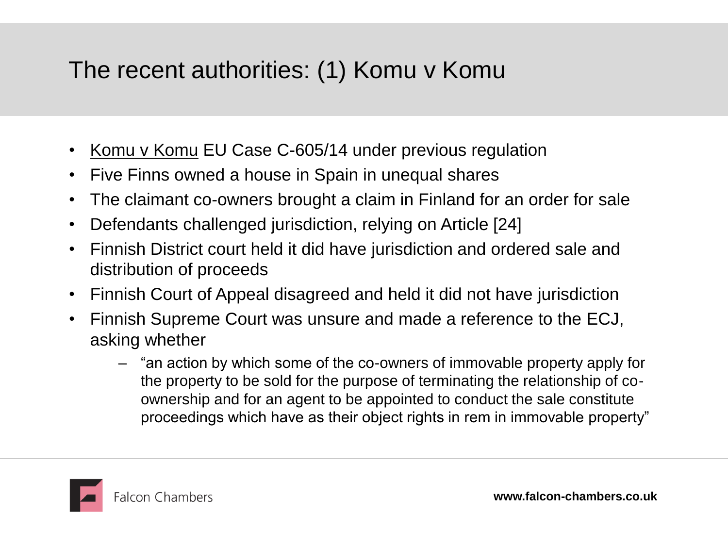# The recent authorities: (1) Komu v Komu

- Komu v Komu EU Case C-605/14 under previous regulation
- Five Finns owned a house in Spain in unequal shares
- The claimant co-owners brought a claim in Finland for an order for sale
- Defendants challenged jurisdiction, relying on Article [24]
- Finnish District court held it did have jurisdiction and ordered sale and distribution of proceeds
- Finnish Court of Appeal disagreed and held it did not have jurisdiction
- Finnish Supreme Court was unsure and made a reference to the ECJ, asking whether
  - "an action by which some of the co-owners of immovable property apply for the property to be sold for the purpose of terminating the relationship of co-ownership and for an agent to be appointed to conduct the sale constitute proceedings which have as their object rights in rem in immovable property"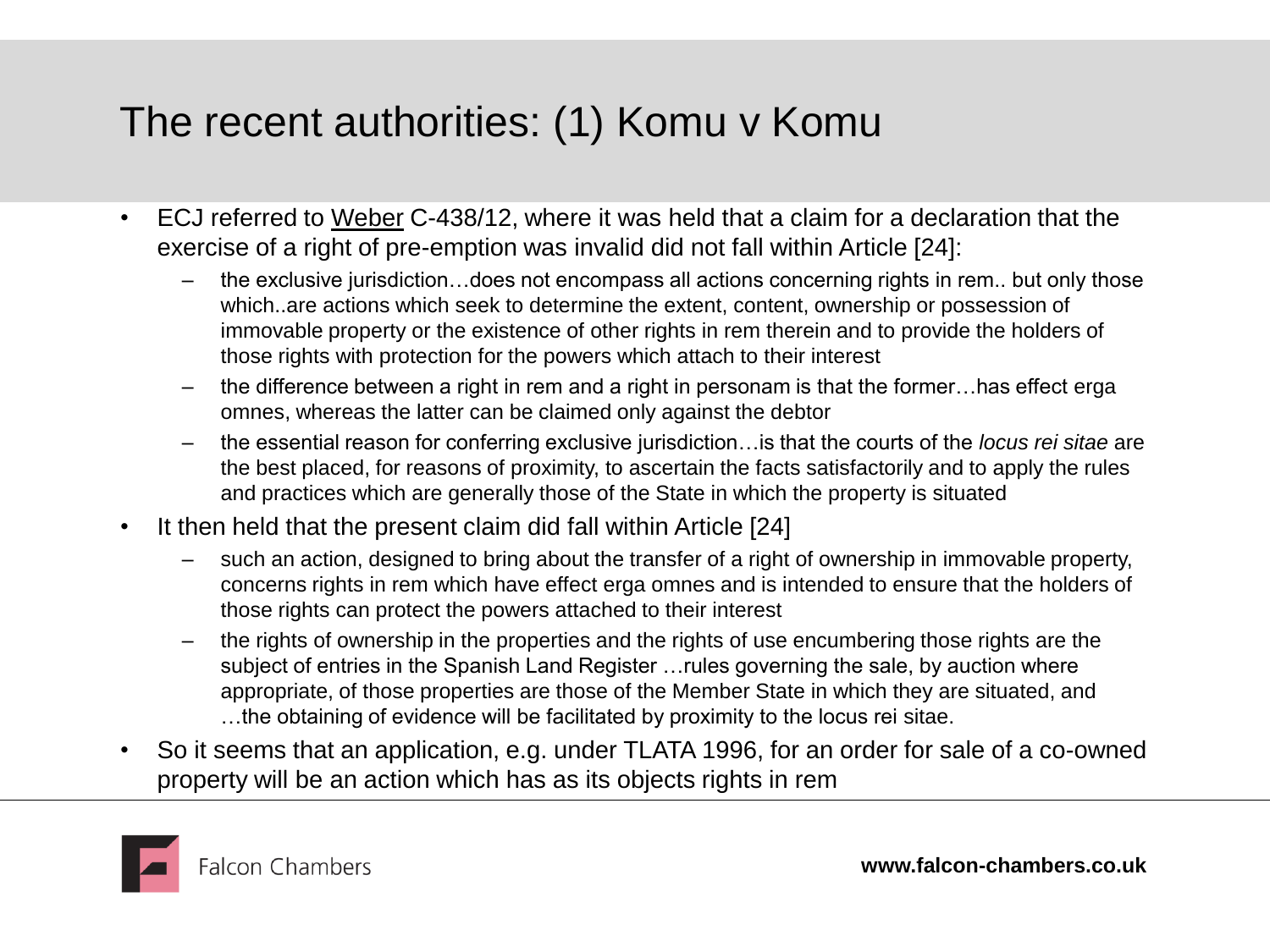# The recent authorities: (1) Komu v Komu

- ECJ referred to Weber C-438/12, where it was held that a claim for a declaration that the exercise of a right of pre-emption was invalid did not fall within Article [24]:
  - the exclusive jurisdiction…does not encompass all actions concerning rights in rem.. but only those which..are actions which seek to determine the extent, content, ownership or possession of immovable property or the existence of other rights in rem therein and to provide the holders of those rights with protection for the powers which attach to their interest
  - the difference between a right in rem and a right in personam is that the former…has effect erga omnes, whereas the latter can be claimed only against the debtor
  - the essential reason for conferring exclusive jurisdiction…is that the courts of the *locus rei sitae* are the best placed, for reasons of proximity, to ascertain the facts satisfactorily and to apply the rules and practices which are generally those of the State in which the property is situated
- It then held that the present claim did fall within Article [24]
  - such an action, designed to bring about the transfer of a right of ownership in immovable property, concerns rights in rem which have effect erga omnes and is intended to ensure that the holders of those rights can protect the powers attached to their interest
  - the rights of ownership in the properties and the rights of use encumbering those rights are the subject of entries in the Spanish Land Register …rules governing the sale, by auction where appropriate, of those properties are those of the Member State in which they are situated, and …the obtaining of evidence will be facilitated by proximity to the locus rei sitae.
- So it seems that an application, e.g. under TLATA 1996, for an order for sale of a co-owned property will be an action which has as its objects rights in rem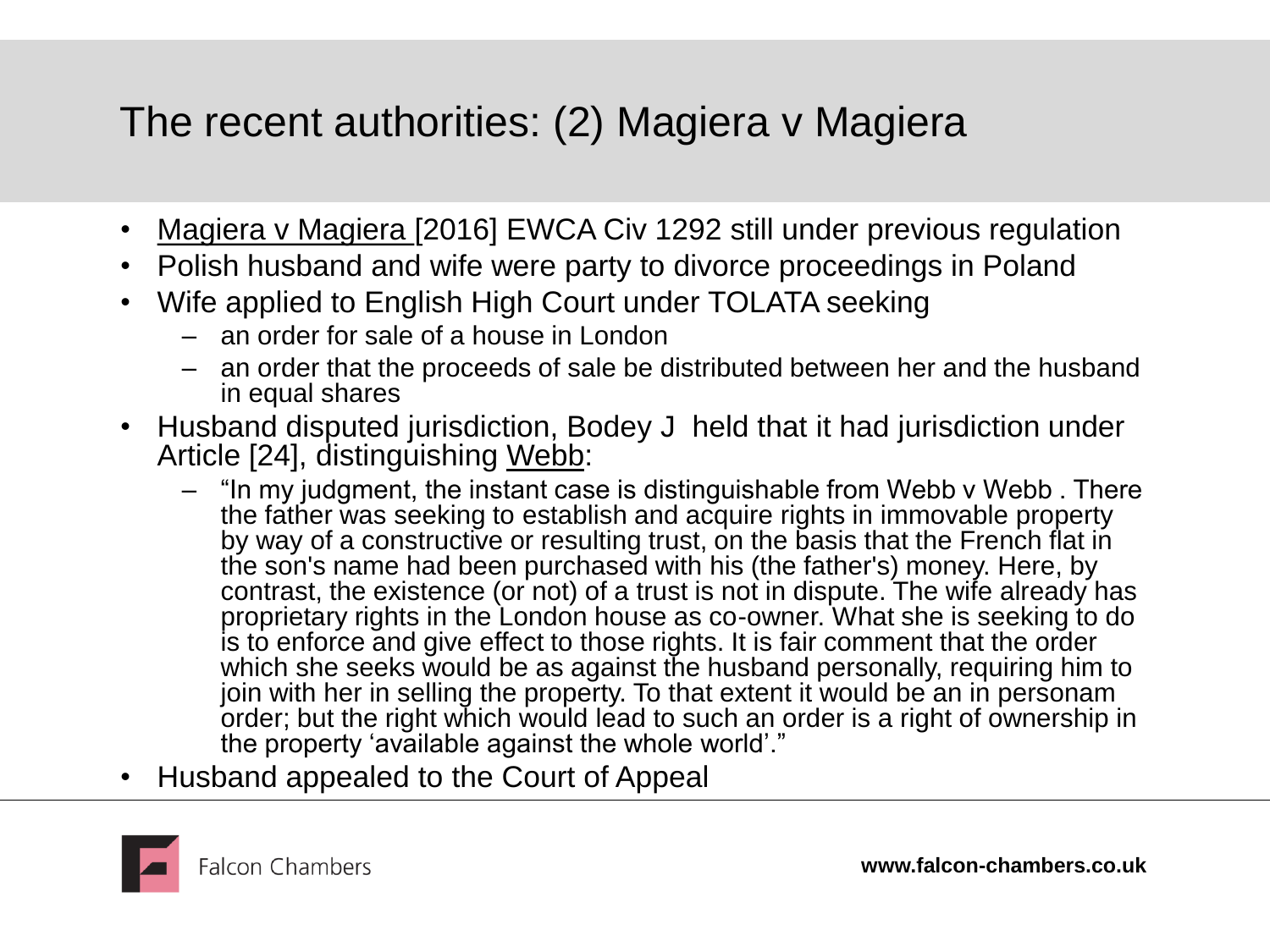# The recent authorities: (2) Magiera v Magiera

- Magiera v Magiera [2016] EWCA Civ 1292 still under previous regulation
- Polish husband and wife were party to divorce proceedings in Poland
- Wife applied to English High Court under TOLATA seeking
  - an order for sale of a house in London
  - an order that the proceeds of sale be distributed between her and the husband in equal shares
- Husband disputed jurisdiction, Bodey J held that it had jurisdiction under Article [24], distinguishing Webb:
  - "In my judgment, the instant case is distinguishable from Webb v Webb . There the father was seeking to establish and acquire rights in immovable property by way of a constructive or resulting trust, on the basis that the French flat in the son's name had been purchased with his (the father's) money. Here, by contrast, the existence (or not) of a trust is not in dispute. The wife already has proprietary rights in the London house as co-owner. What she is seeking to do is to enforce and give effect to those rights. It is fair comment that the order which she seeks would be as against the husband personally, requiring him to join with her in selling the property. To that extent it would be an in personam order; but the right which would lead to such an order is a right of ownership in the property 'available against the whole world'."
- Husband appealed to the Court of Appeal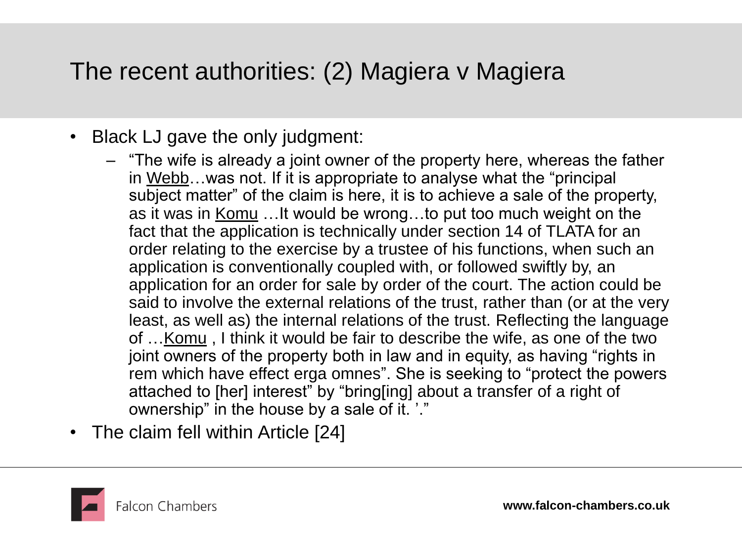# The recent authorities: (2) Magiera v Magiera

- Black LJ gave the only judgment:
  - "The wife is already a joint owner of the property here, whereas the father in Webb…was not. If it is appropriate to analyse what the "principal subject matter" of the claim is here, it is to achieve a sale of the property, as it was in Komu …It would be wrong…to put too much weight on the fact that the application is technically under section 14 of TLATA for an order relating to the exercise by a trustee of his functions, when such an application is conventionally coupled with, or followed swiftly by, an application for an order for sale by order of the court. The action could be said to involve the external relations of the trust, rather than (or at the very least, as well as) the internal relations of the trust. Reflecting the language of …Komu , I think it would be fair to describe the wife, as one of the two joint owners of the property both in law and in equity, as having "rights in rem which have effect erga omnes". She is seeking to "protect the powers attached to [her] interest" by "bring[ing] about a transfer of a right of ownership" in the house by a sale of it. '."
- The claim fell within Article [24]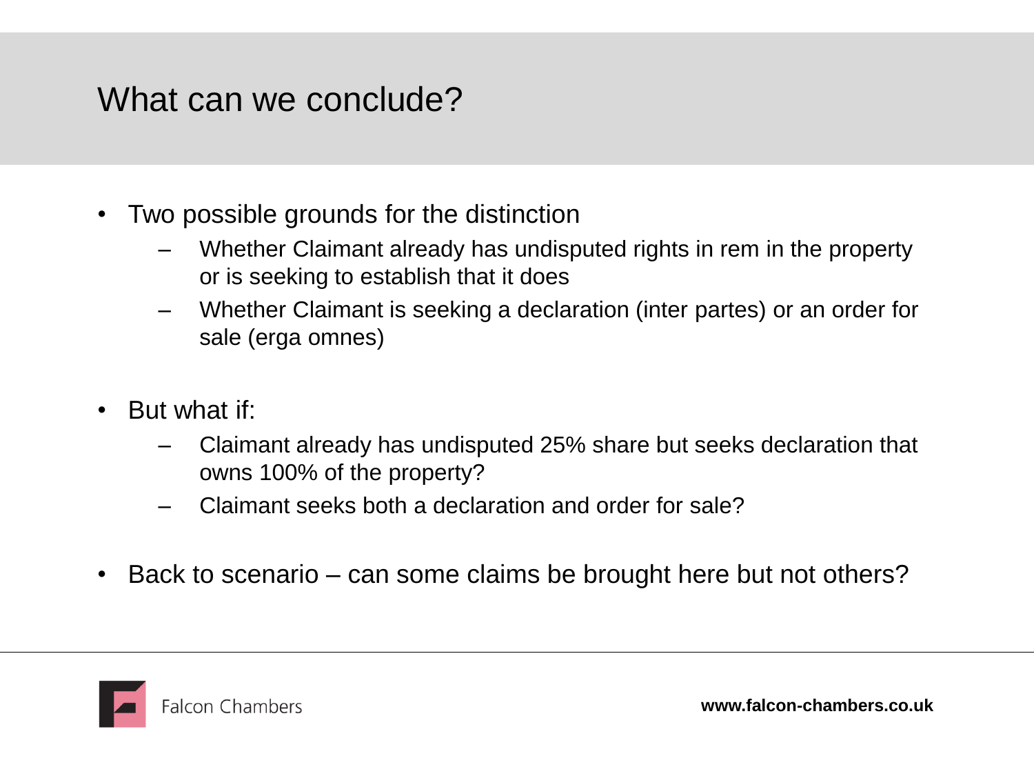# What can we conclude?

- Two possible grounds for the distinction
  - Whether Claimant already has undisputed rights in rem in the property or is seeking to establish that it does
  - Whether Claimant is seeking a declaration (inter partes) or an order for sale (erga omnes)

- But what if:
  - Claimant already has undisputed 25% share but seeks declaration that owns 100% of the property?
  - Claimant seeks both a declaration and order for sale?

- Back to scenario – can some claims be brought here but not others?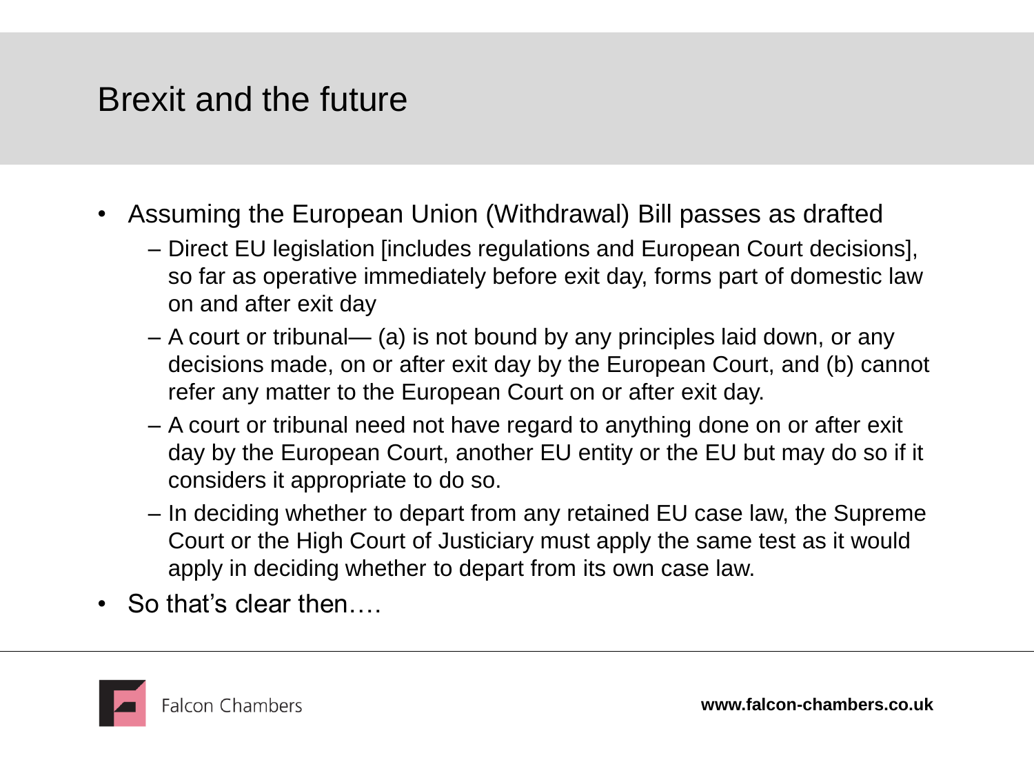# Brexit and the future

- Assuming the European Union (Withdrawal) Bill passes as drafted
  - Direct EU legislation [includes regulations and European Court decisions], so far as operative immediately before exit day, forms part of domestic law on and after exit day
  - A court or tribunal— (a) is not bound by any principles laid down, or any decisions made, on or after exit day by the European Court, and (b) cannot refer any matter to the European Court on or after exit day.
  - A court or tribunal need not have regard to anything done on or after exit day by the European Court, another EU entity or the EU but may do so if it considers it appropriate to do so.
  - In deciding whether to depart from any retained EU case law, the Supreme Court or the High Court of Justiciary must apply the same test as it would apply in deciding whether to depart from its own case law.
- So that's clear then….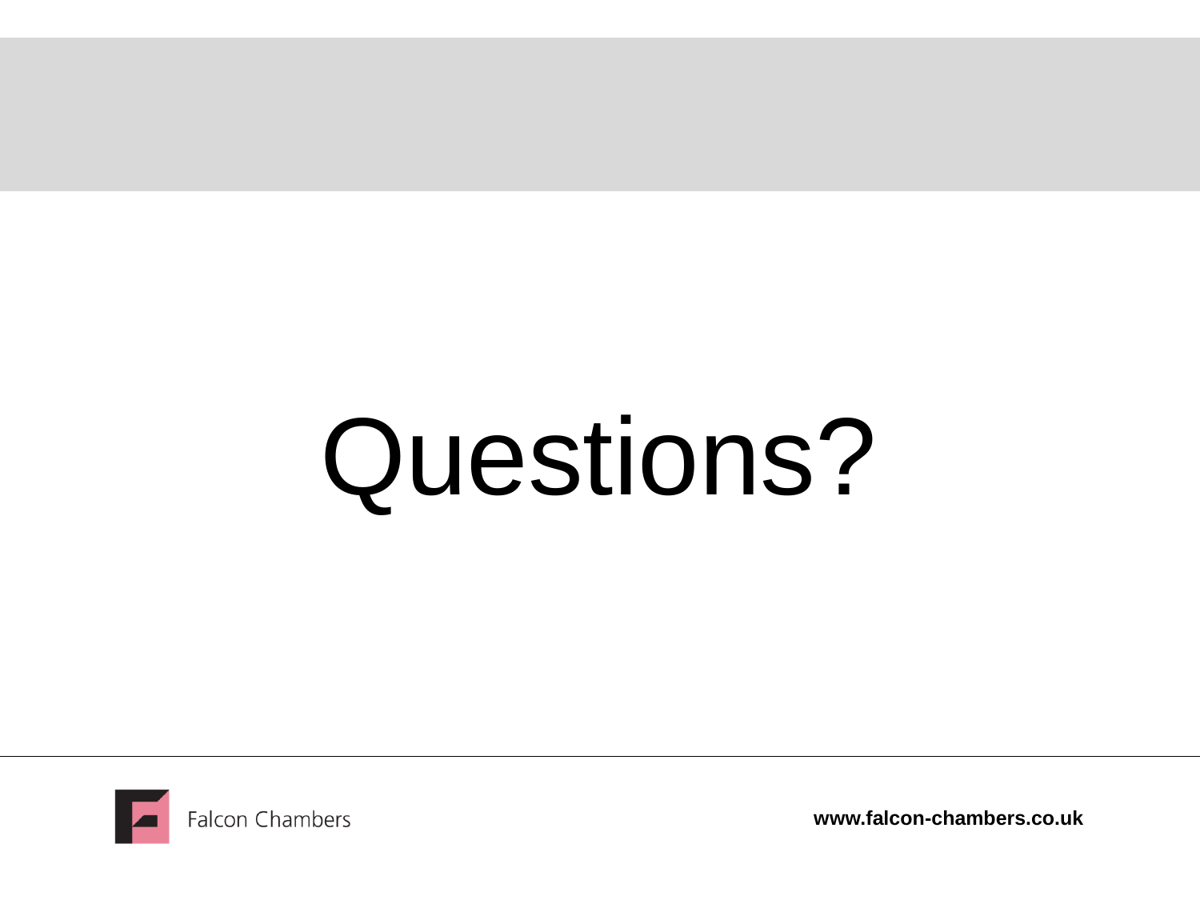# Questions?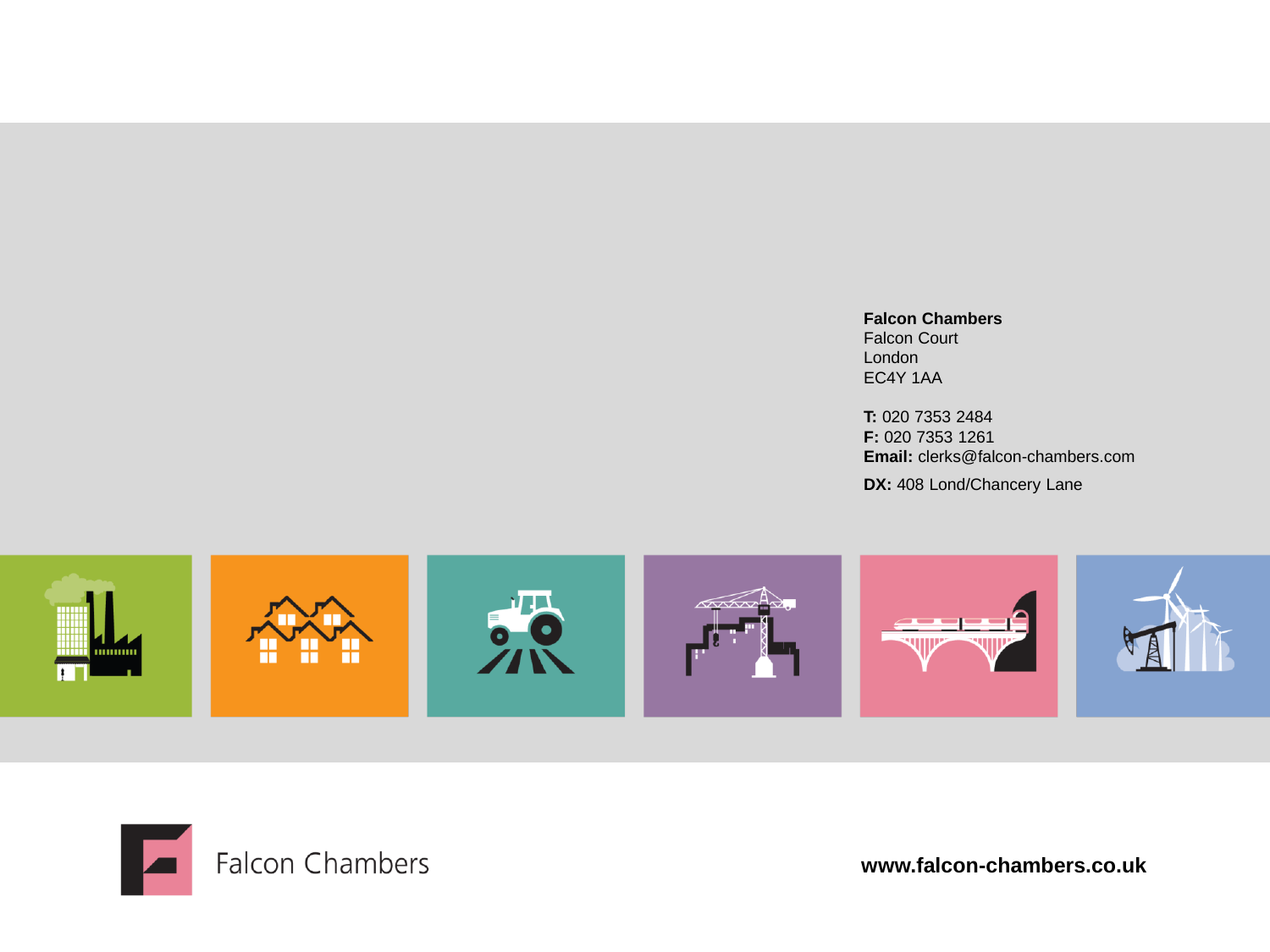**Falcon Chambers**
Falcon Court
London
EC4Y 1AA

**T:** 020 7353 2484
**F:** 020 7353 1261
**Email:** clerks@falcon-chambers.com

**DX:** 408 Lond/Chancery Lane

Falcon Chambers

**www.falcon-chambers.co.uk**